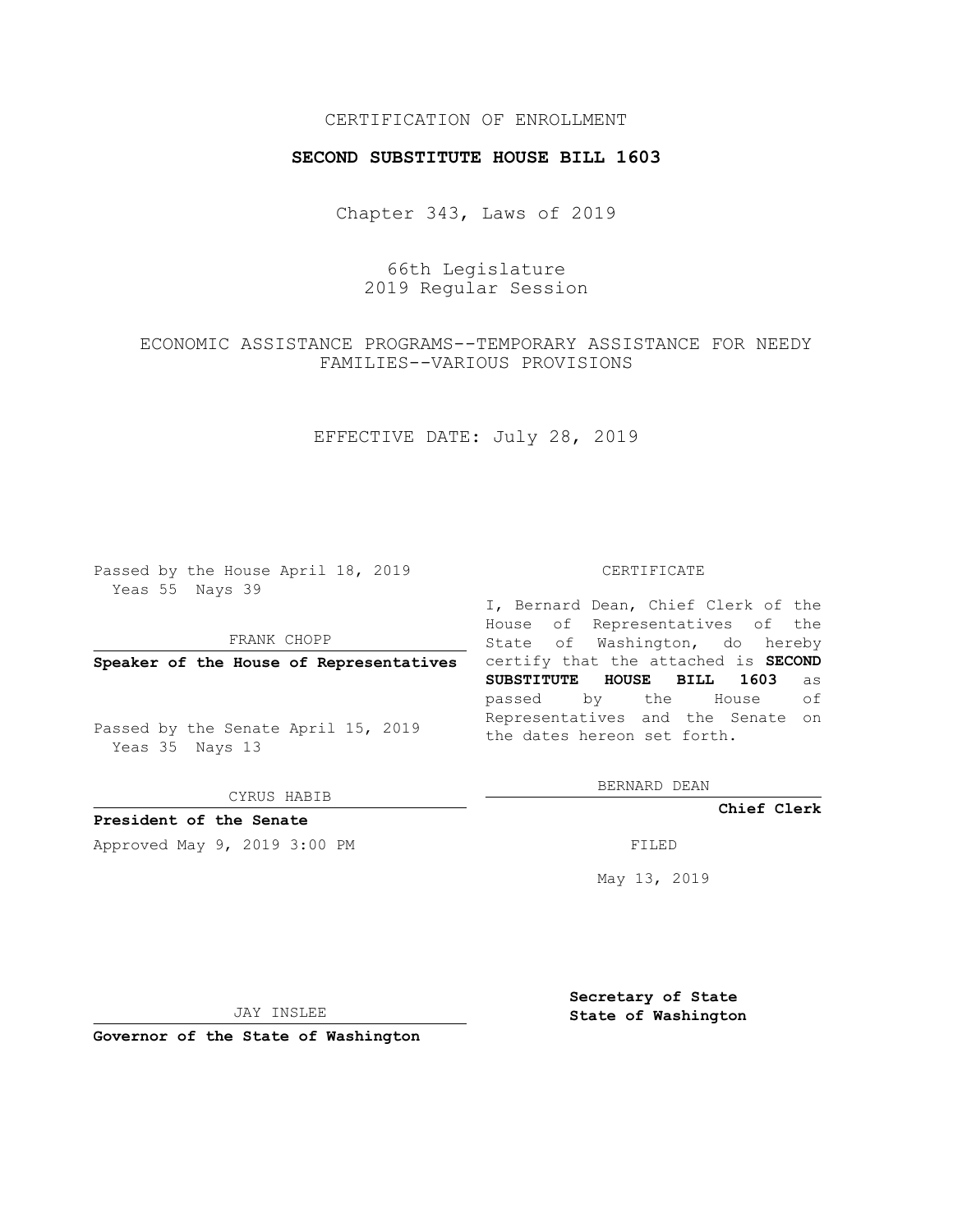CERTIFICATION OF ENROLLMENT

# SECOND SUBSTITUTE HOUSE BILL 1603

Chapter 343, Laws of 2019

66th Legislature
2019 Regular Session

ECONOMIC ASSISTANCE PROGRAMS--TEMPORARY ASSISTANCE FOR NEEDY FAMILIES--VARIOUS PROVISIONS

EFFECTIVE DATE: July 28, 2019

Passed by the House April 18, 2019
Yeas 55 Nays 39

FRANK CHOPP

**Speaker of the House of Representatives**

Passed by the Senate April 15, 2019
Yeas 35 Nays 13

CYRUS HABIB

**President of the Senate**

Approved May 9, 2019 3:00 PM

JAY INSLEE

**Governor of the State of Washington**

CERTIFICATE

I, Bernard Dean, Chief Clerk of the House of Representatives of the State of Washington, do hereby certify that the attached is **SECOND SUBSTITUTE HOUSE BILL 1603** as passed by the House of Representatives and the Senate on the dates hereon set forth.

BERNARD DEAN

**Chief Clerk**

FILED

May 13, 2019

**Secretary of State**
**State of Washington**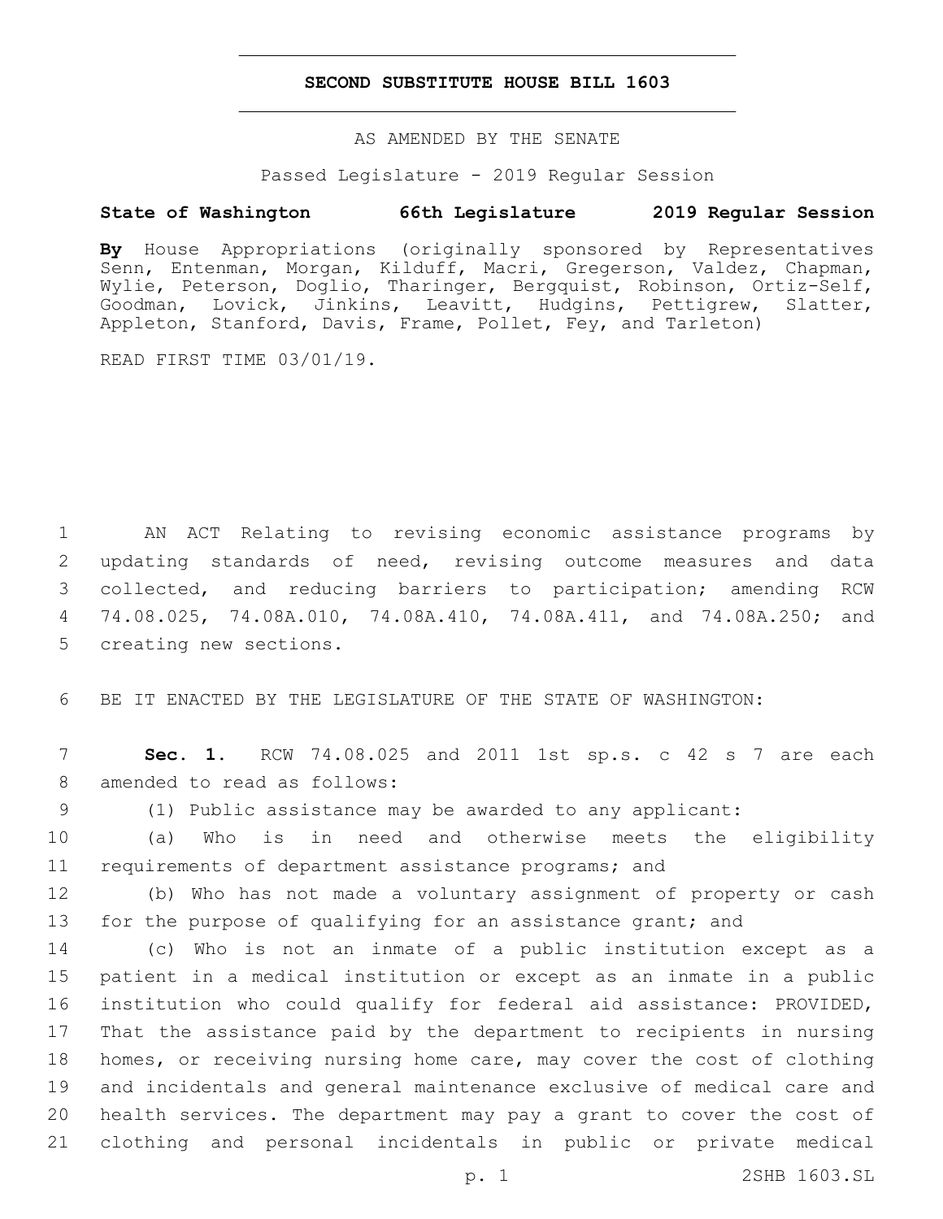# SECOND SUBSTITUTE HOUSE BILL 1603

AS AMENDED BY THE SENATE

Passed Legislature - 2019 Regular Session

**State of Washington 66th Legislature 2019 Regular Session**

**By** House Appropriations (originally sponsored by Representatives Senn, Entenman, Morgan, Kilduff, Macri, Gregerson, Valdez, Chapman, Wylie, Peterson, Doglio, Tharinger, Bergquist, Robinson, Ortiz-Self, Goodman, Lovick, Jinkins, Leavitt, Hudgins, Pettigrew, Slatter, Appleton, Stanford, Davis, Frame, Pollet, Fey, and Tarleton)

READ FIRST TIME 03/01/19.

1 AN ACT Relating to revising economic assistance programs by
2 updating standards of need, revising outcome measures and data
3 collected, and reducing barriers to participation; amending RCW
4 74.08.025, 74.08A.010, 74.08A.410, 74.08A.411, and 74.08A.250; and
5 creating new sections.

6 BE IT ENACTED BY THE LEGISLATURE OF THE STATE OF WASHINGTON:

7 **Sec. 1.** RCW 74.08.025 and 2011 1st sp.s. c 42 s 7 are each
8 amended to read as follows:

9 (1) Public assistance may be awarded to any applicant:

10 (a) Who is in need and otherwise meets the eligibility
11 requirements of department assistance programs; and

12 (b) Who has not made a voluntary assignment of property or cash
13 for the purpose of qualifying for an assistance grant; and

14 (c) Who is not an inmate of a public institution except as a
15 patient in a medical institution or except as an inmate in a public
16 institution who could qualify for federal aid assistance: PROVIDED,
17 That the assistance paid by the department to recipients in nursing
18 homes, or receiving nursing home care, may cover the cost of clothing
19 and incidentals and general maintenance exclusive of medical care and
20 health services. The department may pay a grant to cover the cost of
21 clothing and personal incidentals in public or private medical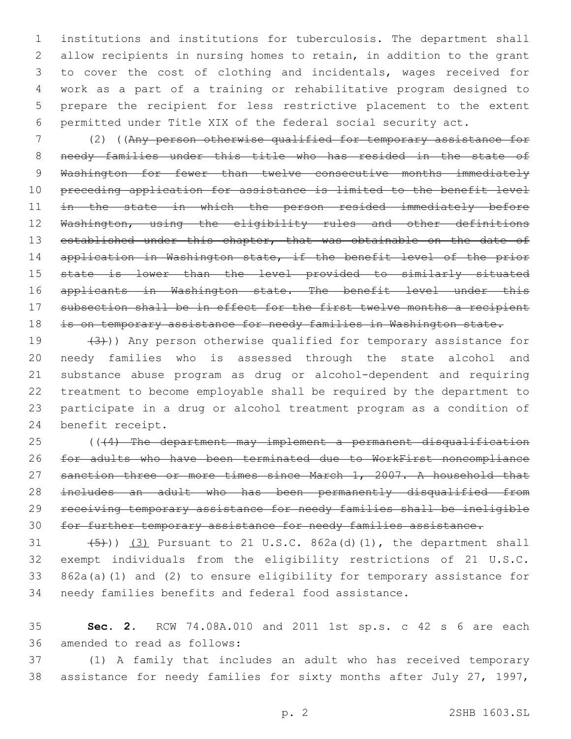institutions and institutions for tuberculosis. The department shall allow recipients in nursing homes to retain, in addition to the grant to cover the cost of clothing and incidentals, wages received for work as a part of a training or rehabilitative program designed to prepare the recipient for less restrictive placement to the extent permitted under Title XIX of the federal social security act.

(2) ((~~Any person otherwise qualified for temporary assistance for needy families under this title who has resided in the state of Washington for fewer than twelve consecutive months immediately preceding application for assistance is limited to the benefit level in the state in which the person resided immediately before Washington, using the eligibility rules and other definitions established under this chapter, that was obtainable on the date of application in Washington state, if the benefit level of the prior state is lower than the level provided to similarly situated applicants in Washington state. The benefit level under this subsection shall be in effect for the first twelve months a recipient is on temporary assistance for needy families in Washington state.~~

~~(3)~~)) Any person otherwise qualified for temporary assistance for needy families who is assessed through the state alcohol and substance abuse program as drug or alcohol-dependent and requiring treatment to become employable shall be required by the department to participate in a drug or alcohol treatment program as a condition of benefit receipt.

((~~(4) The department may implement a permanent disqualification for adults who have been terminated due to WorkFirst noncompliance sanction three or more times since March 1, 2007. A household that includes an adult who has been permanently disqualified from receiving temporary assistance for needy families shall be ineligible for further temporary assistance for needy families assistance.~~

~~(5)~~)) <u>(3)</u> Pursuant to 21 U.S.C. 862a(d)(1), the department shall exempt individuals from the eligibility restrictions of 21 U.S.C. 862a(a)(1) and (2) to ensure eligibility for temporary assistance for needy families benefits and federal food assistance.

**Sec. 2.** RCW 74.08A.010 and 2011 1st sp.s. c 42 s 6 are each amended to read as follows:

(1) A family that includes an adult who has received temporary assistance for needy families for sixty months after July 27, 1997,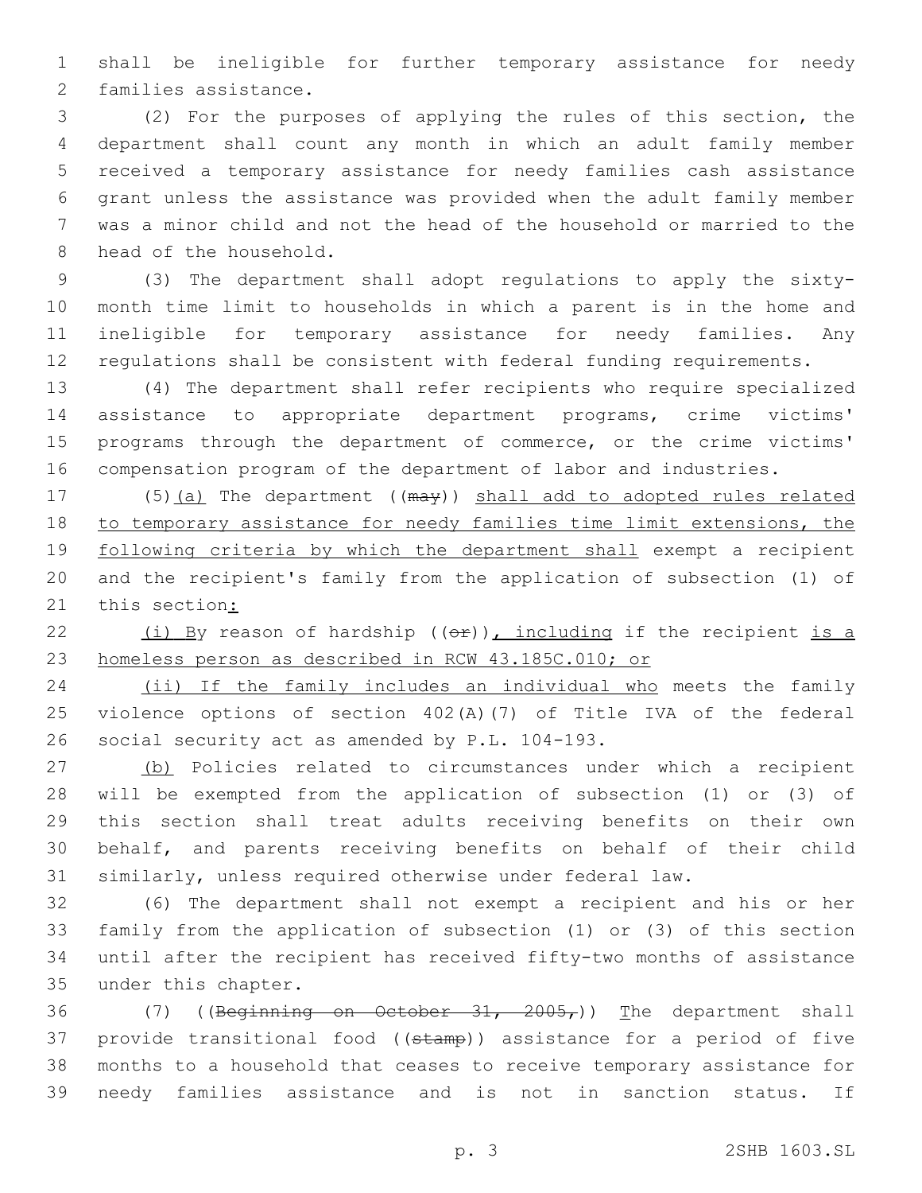shall be ineligible for further temporary assistance for needy families assistance.

(2) For the purposes of applying the rules of this section, the department shall count any month in which an adult family member received a temporary assistance for needy families cash assistance grant unless the assistance was provided when the adult family member was a minor child and not the head of the household or married to the head of the household.

(3) The department shall adopt regulations to apply the sixty-month time limit to households in which a parent is in the home and ineligible for temporary assistance for needy families. Any regulations shall be consistent with federal funding requirements.

(4) The department shall refer recipients who require specialized assistance to appropriate department programs, crime victims' programs through the department of commerce, or the crime victims' compensation program of the department of labor and industries.

(5)(a) The department ((~~may~~)) shall add to adopted rules related to temporary assistance for needy families time limit extensions, the following criteria by which the department shall exempt a recipient and the recipient's family from the application of subsection (1) of this section:

(i) By reason of hardship ((~~or~~)), including if the recipient is a homeless person as described in RCW 43.185C.010; or

(ii) If the family includes an individual who meets the family violence options of section 402(A)(7) of Title IVA of the federal social security act as amended by P.L. 104-193.

(b) Policies related to circumstances under which a recipient will be exempted from the application of subsection (1) or (3) of this section shall treat adults receiving benefits on their own behalf, and parents receiving benefits on behalf of their child similarly, unless required otherwise under federal law.

(6) The department shall not exempt a recipient and his or her family from the application of subsection (1) or (3) of this section until after the recipient has received fifty-two months of assistance under this chapter.

(7) ((~~Beginning on October 31, 2005,~~)) The department shall provide transitional food ((~~stamp~~)) assistance for a period of five months to a household that ceases to receive temporary assistance for needy families assistance and is not in sanction status. If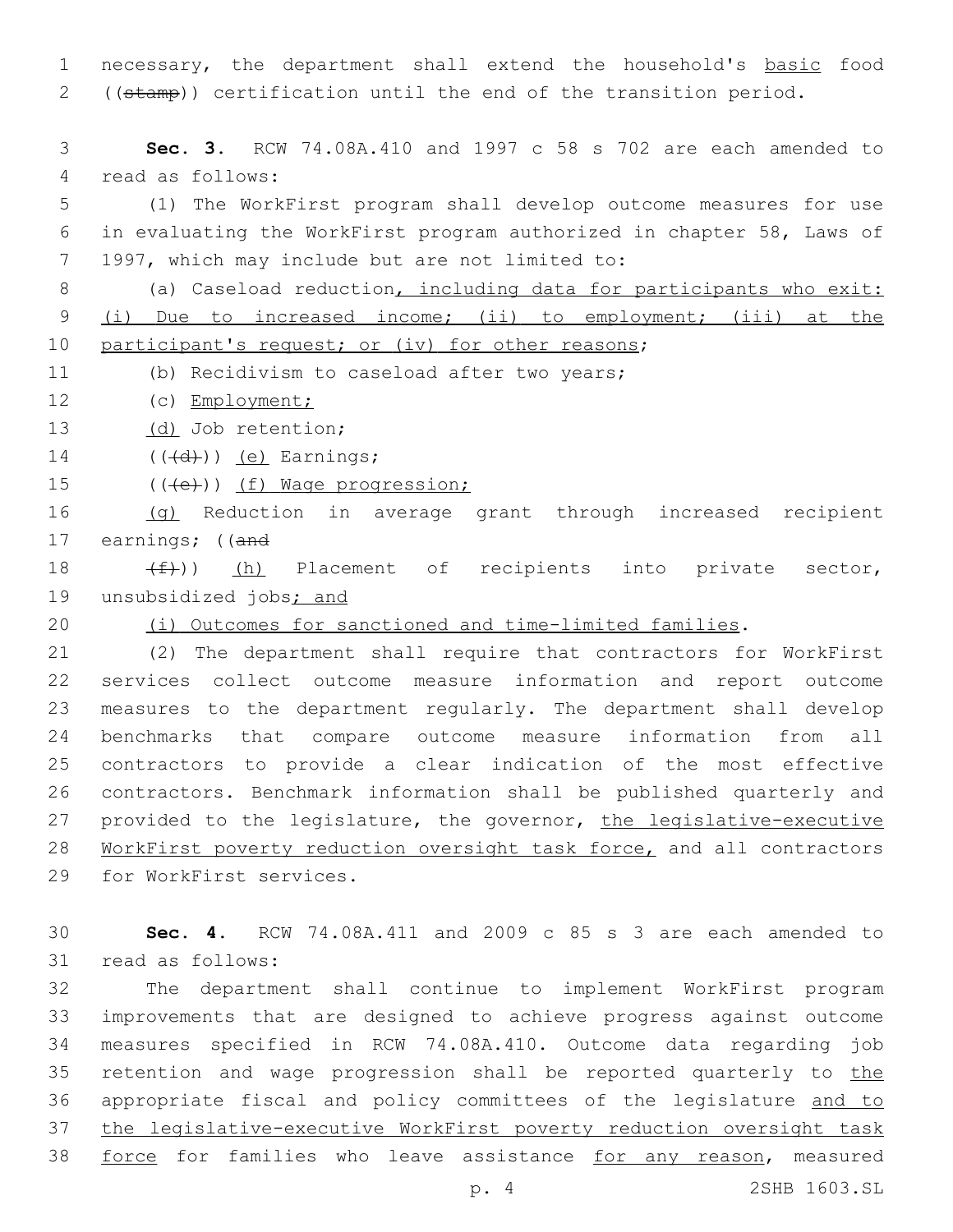necessary, the department shall extend the household's basic food ((stamp)) certification until the end of the transition period.

**Sec. 3.** RCW 74.08A.410 and 1997 c 58 s 702 are each amended to read as follows:

(1) The WorkFirst program shall develop outcome measures for use in evaluating the WorkFirst program authorized in chapter 58, Laws of 1997, which may include but are not limited to:

(a) Caseload reduction, including data for participants who exit: (i) Due to increased income; (ii) to employment; (iii) at the participant's request; or (iv) for other reasons;

(b) Recidivism to caseload after two years;

(c) Employment;

(d) Job retention;

(((d))) (e) Earnings;

(((e))) (f) Wage progression;

(g) Reduction in average grant through increased recipient earnings; ((and

(f))) (h) Placement of recipients into private sector, unsubsidized jobs; and

(i) Outcomes for sanctioned and time-limited families.

(2) The department shall require that contractors for WorkFirst services collect outcome measure information and report outcome measures to the department regularly. The department shall develop benchmarks that compare outcome measure information from all contractors to provide a clear indication of the most effective contractors. Benchmark information shall be published quarterly and provided to the legislature, the governor, the legislative-executive WorkFirst poverty reduction oversight task force, and all contractors for WorkFirst services.

**Sec. 4.** RCW 74.08A.411 and 2009 c 85 s 3 are each amended to read as follows:

The department shall continue to implement WorkFirst program improvements that are designed to achieve progress against outcome measures specified in RCW 74.08A.410. Outcome data regarding job retention and wage progression shall be reported quarterly to the appropriate fiscal and policy committees of the legislature and to the legislative-executive WorkFirst poverty reduction oversight task force for families who leave assistance for any reason, measured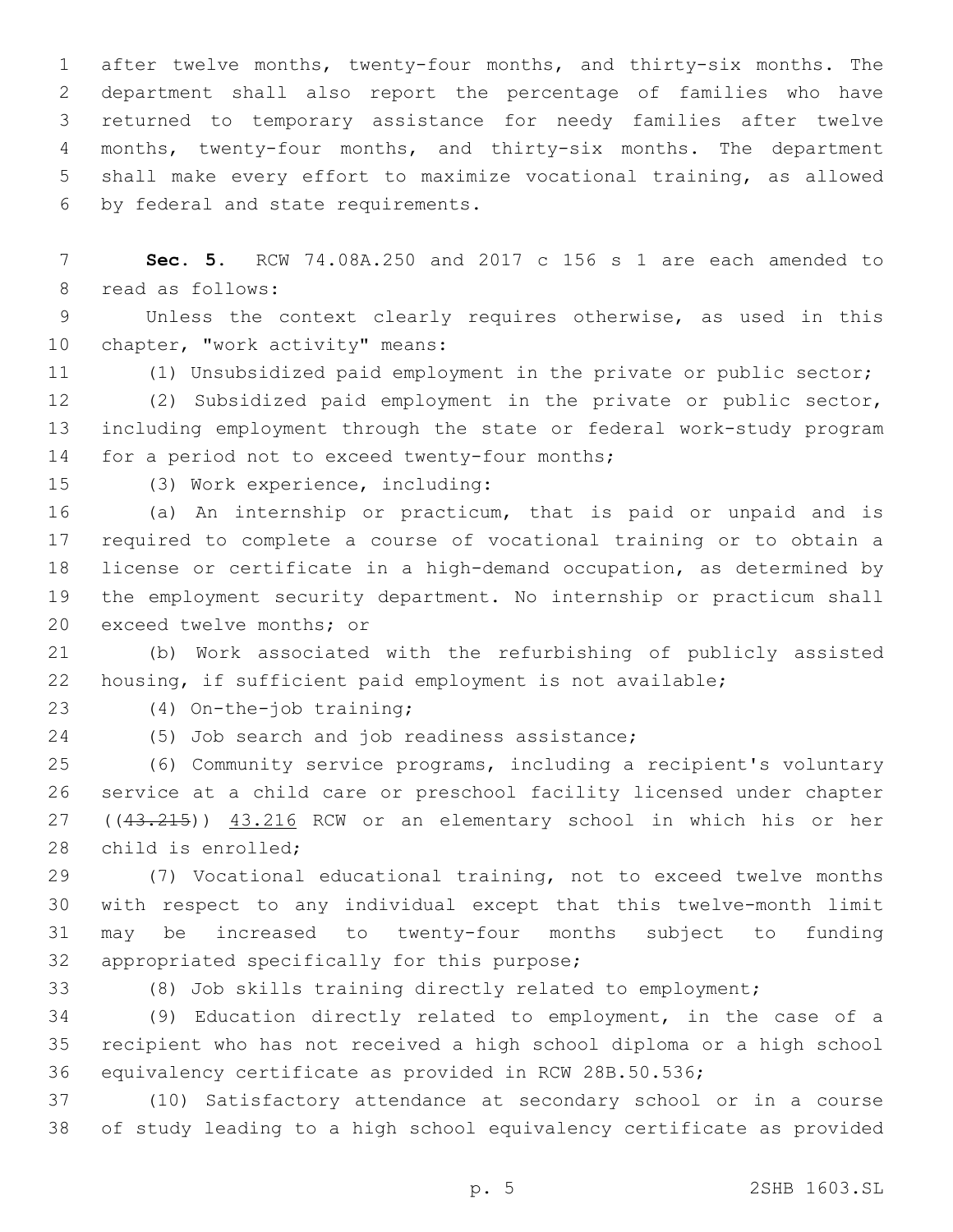after twelve months, twenty-four months, and thirty-six months. The department shall also report the percentage of families who have returned to temporary assistance for needy families after twelve months, twenty-four months, and thirty-six months. The department shall make every effort to maximize vocational training, as allowed by federal and state requirements.

**Sec. 5.** RCW 74.08A.250 and 2017 c 156 s 1 are each amended to read as follows:

Unless the context clearly requires otherwise, as used in this chapter, "work activity" means:

(1) Unsubsidized paid employment in the private or public sector;

(2) Subsidized paid employment in the private or public sector, including employment through the state or federal work-study program for a period not to exceed twenty-four months;

(3) Work experience, including:

(a) An internship or practicum, that is paid or unpaid and is required to complete a course of vocational training or to obtain a license or certificate in a high-demand occupation, as determined by the employment security department. No internship or practicum shall exceed twelve months; or

(b) Work associated with the refurbishing of publicly assisted housing, if sufficient paid employment is not available;

(4) On-the-job training;

(5) Job search and job readiness assistance;

(6) Community service programs, including a recipient's voluntary service at a child care or preschool facility licensed under chapter ((~~43.215~~)) <u>43.216</u> RCW or an elementary school in which his or her child is enrolled;

(7) Vocational educational training, not to exceed twelve months with respect to any individual except that this twelve-month limit may be increased to twenty-four months subject to funding appropriated specifically for this purpose;

(8) Job skills training directly related to employment;

(9) Education directly related to employment, in the case of a recipient who has not received a high school diploma or a high school equivalency certificate as provided in RCW 28B.50.536;

(10) Satisfactory attendance at secondary school or in a course of study leading to a high school equivalency certificate as provided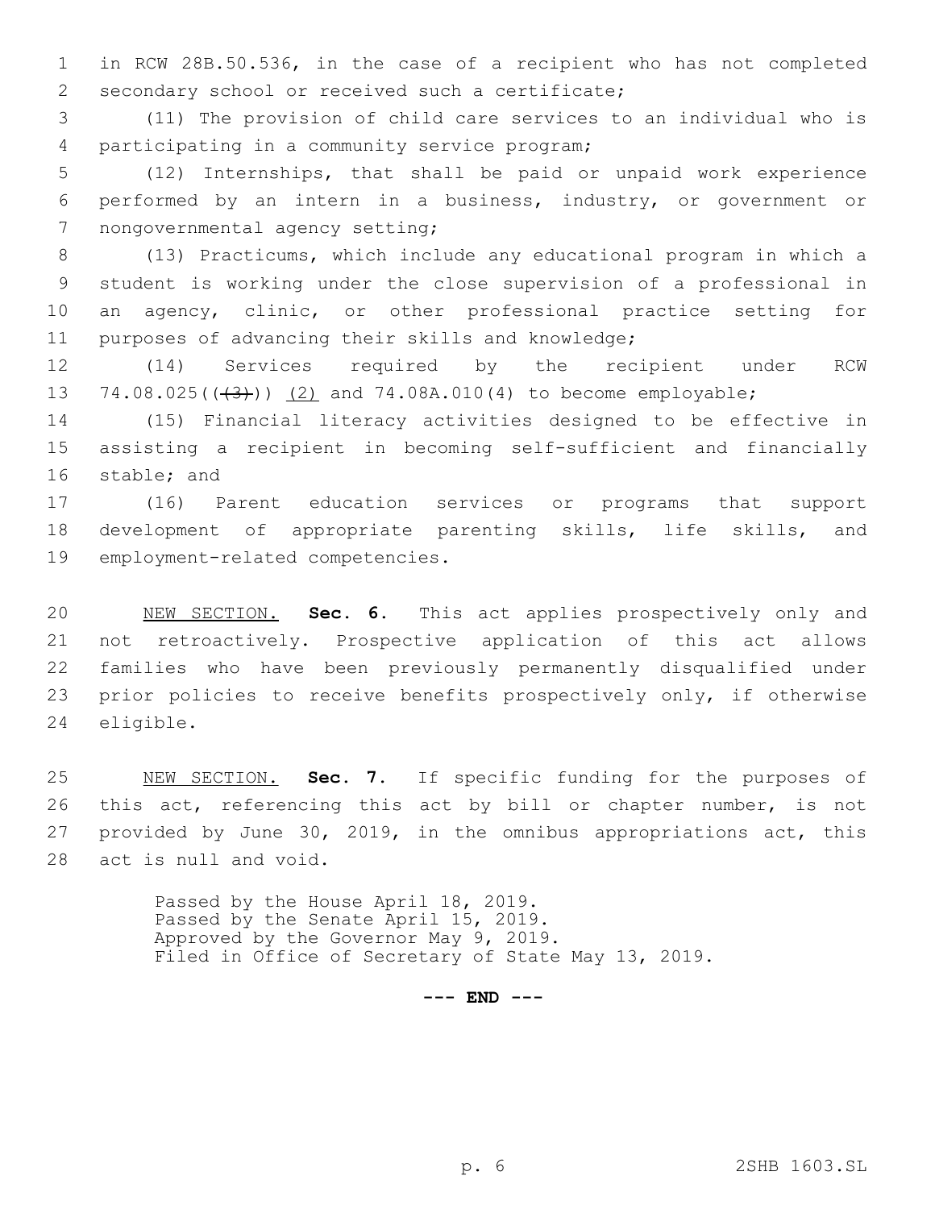in RCW 28B.50.536, in the case of a recipient who has not completed secondary school or received such a certificate;

(11) The provision of child care services to an individual who is participating in a community service program;

(12) Internships, that shall be paid or unpaid work experience performed by an intern in a business, industry, or government or nongovernmental agency setting;

(13) Practicums, which include any educational program in which a student is working under the close supervision of a professional in an agency, clinic, or other professional practice setting for purposes of advancing their skills and knowledge;

(14) Services required by the recipient under RCW 74.08.025((~~(3)~~)) <u>(2)</u> and 74.08A.010(4) to become employable;

(15) Financial literacy activities designed to be effective in assisting a recipient in becoming self-sufficient and financially stable; and

(16) Parent education services or programs that support development of appropriate parenting skills, life skills, and employment-related competencies.

<u>NEW SECTION.</u> **Sec. 6.** This act applies prospectively only and not retroactively. Prospective application of this act allows families who have been previously permanently disqualified under prior policies to receive benefits prospectively only, if otherwise eligible.

<u>NEW SECTION.</u> **Sec. 7.** If specific funding for the purposes of this act, referencing this act by bill or chapter number, is not provided by June 30, 2019, in the omnibus appropriations act, this act is null and void.

Passed by the House April 18, 2019.
Passed by the Senate April 15, 2019.
Approved by the Governor May 9, 2019.
Filed in Office of Secretary of State May 13, 2019.

**--- END ---**